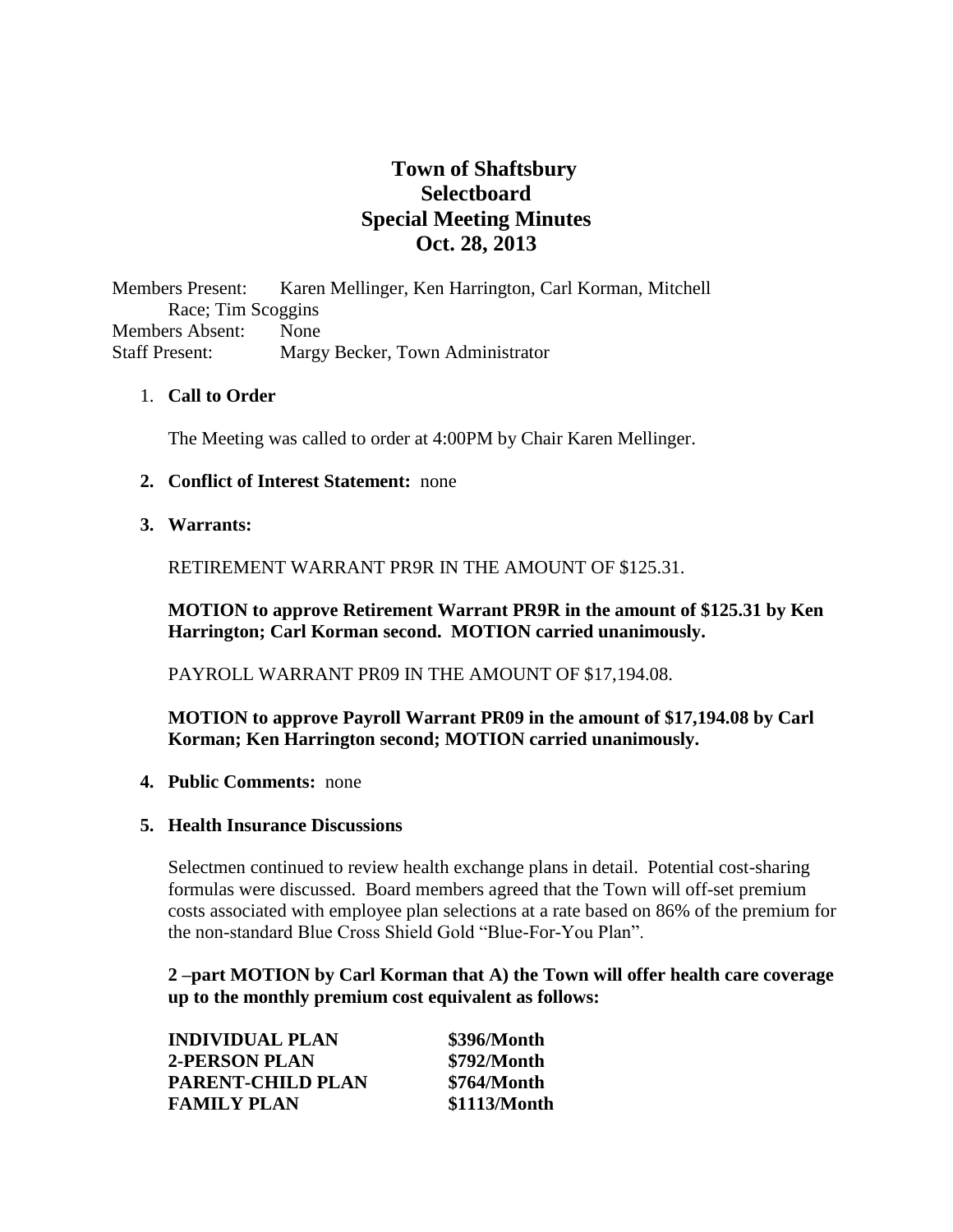# Town of Shaftsbury
# Selectboard
# Special Meeting Minutes
# Oct. 28, 2013

Members Present: Karen Mellinger, Ken Harrington, Carl Korman, Mitchell Race; Tim Scoggins
Members Absent: None
Staff Present: Margy Becker, Town Administrator

1. **Call to Order**

   The Meeting was called to order at 4:00PM by Chair Karen Mellinger.

2. **Conflict of Interest Statement:** none

3. **Warrants:**

   RETIREMENT WARRANT PR9R IN THE AMOUNT OF $125.31.

   **MOTION to approve Retirement Warrant PR9R in the amount of $125.31 by Ken Harrington; Carl Korman second. MOTION carried unanimously.**

   PAYROLL WARRANT PR09 IN THE AMOUNT OF $17,194.08.

   **MOTION to approve Payroll Warrant PR09 in the amount of $17,194.08 by Carl Korman; Ken Harrington second; MOTION carried unanimously.**

4. **Public Comments:** none

5. **Health Insurance Discussions**

   Selectmen continued to review health exchange plans in detail. Potential cost-sharing formulas were discussed. Board members agreed that the Town will off-set premium costs associated with employee plan selections at a rate based on 86% of the premium for the non-standard Blue Cross Shield Gold "Blue-For-You Plan".

   **2 –part MOTION by Carl Korman that A) the Town will offer health care coverage up to the monthly premium cost equivalent as follows:**

   | | |
   |---|---|
   | **INDIVIDUAL PLAN** | **$396/Month** |
   | **2-PERSON PLAN** | **$792/Month** |
   | **PARENT-CHILD PLAN** | **$764/Month** |
   | **FAMILY PLAN** | **$1113/Month** |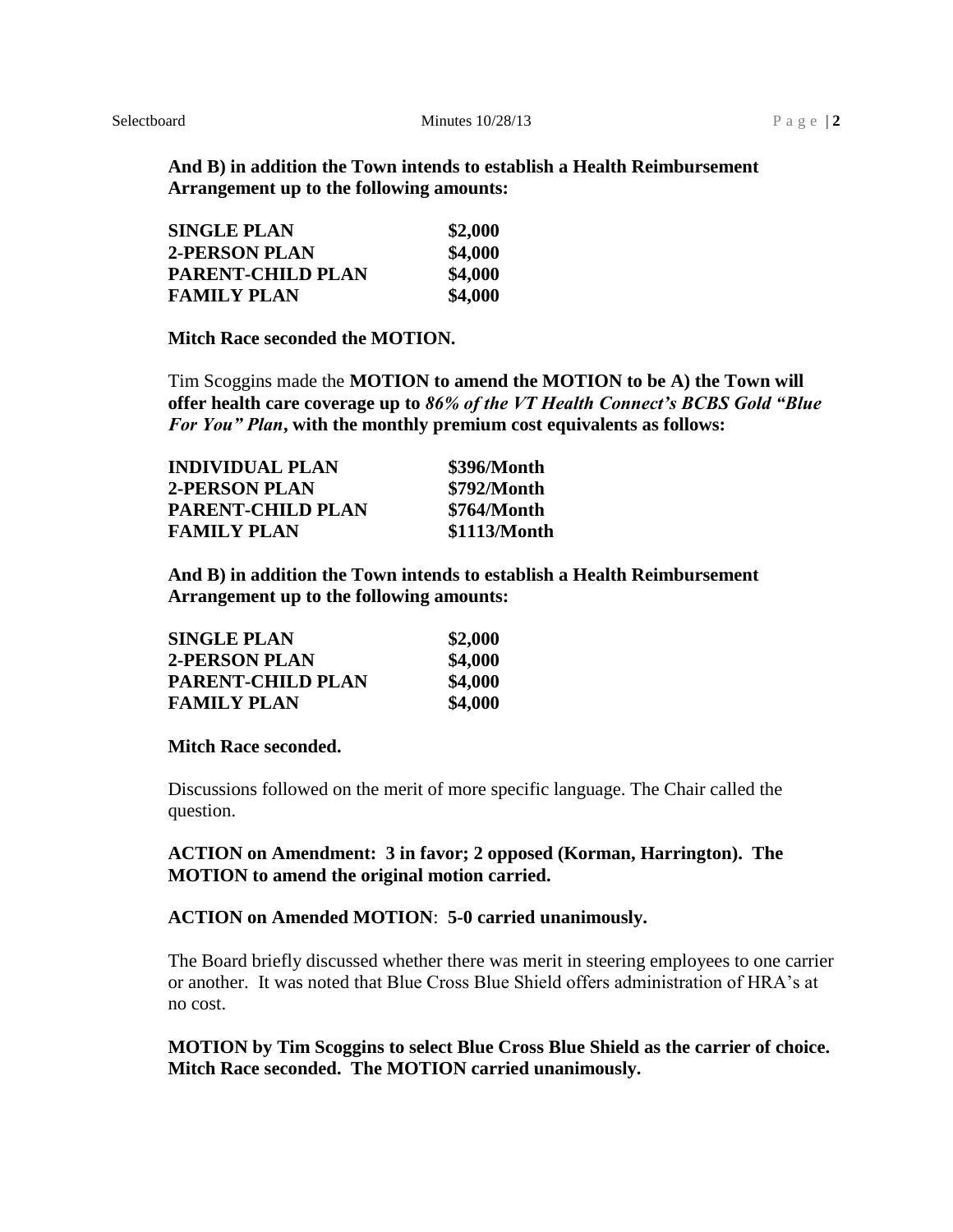**And B) in addition the Town intends to establish a Health Reimbursement Arrangement up to the following amounts:**

| | |
|---|---|
| **SINGLE PLAN** | **$2,000** |
| **2-PERSON PLAN** | **$4,000** |
| **PARENT-CHILD PLAN** | **$4,000** |
| **FAMILY PLAN** | **$4,000** |

**Mitch Race seconded the MOTION.**

Tim Scoggins made the **MOTION to amend the MOTION to be A) the Town will offer health care coverage up to *86% of the VT Health Connect's BCBS Gold "Blue For You" Plan*, with the monthly premium cost equivalents as follows:**

| | |
|---|---|
| **INDIVIDUAL PLAN** | **$396/Month** |
| **2-PERSON PLAN** | **$792/Month** |
| **PARENT-CHILD PLAN** | **$764/Month** |
| **FAMILY PLAN** | **$1113/Month** |

**And B) in addition the Town intends to establish a Health Reimbursement Arrangement up to the following amounts:**

| | |
|---|---|
| **SINGLE PLAN** | **$2,000** |
| **2-PERSON PLAN** | **$4,000** |
| **PARENT-CHILD PLAN** | **$4,000** |
| **FAMILY PLAN** | **$4,000** |

**Mitch Race seconded.**

Discussions followed on the merit of more specific language. The Chair called the question.

**ACTION on Amendment: 3 in favor; 2 opposed (Korman, Harrington). The MOTION to amend the original motion carried.**

**ACTION on Amended MOTION**: **5-0 carried unanimously.**

The Board briefly discussed whether there was merit in steering employees to one carrier or another. It was noted that Blue Cross Blue Shield offers administration of HRA's at no cost.

**MOTION by Tim Scoggins to select Blue Cross Blue Shield as the carrier of choice. Mitch Race seconded. The MOTION carried unanimously.**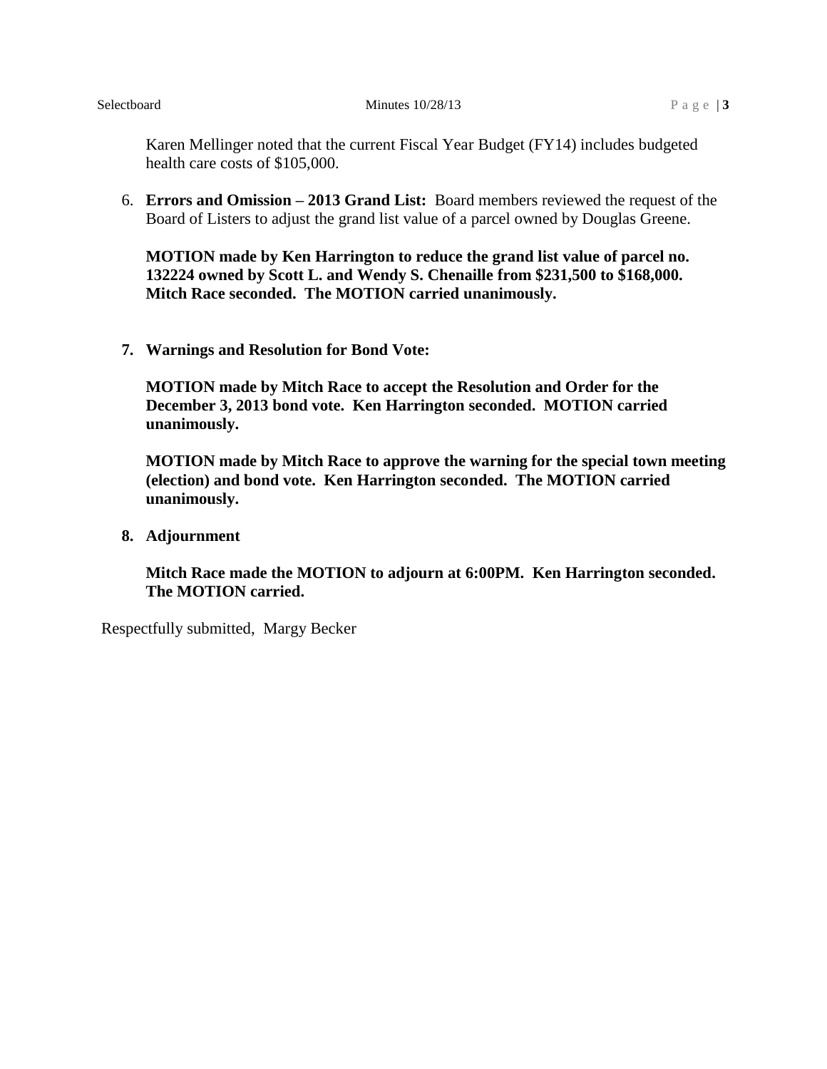Karen Mellinger noted that the current Fiscal Year Budget (FY14) includes budgeted health care costs of $105,000.

6. **Errors and Omission – 2013 Grand List:** Board members reviewed the request of the Board of Listers to adjust the grand list value of a parcel owned by Douglas Greene.

   **MOTION made by Ken Harrington to reduce the grand list value of parcel no. 132224 owned by Scott L. and Wendy S. Chenaille from $231,500 to $168,000. Mitch Race seconded. The MOTION carried unanimously.**

7. **Warnings and Resolution for Bond Vote:**

   **MOTION made by Mitch Race to accept the Resolution and Order for the December 3, 2013 bond vote. Ken Harrington seconded. MOTION carried unanimously.**

   **MOTION made by Mitch Race to approve the warning for the special town meeting (election) and bond vote. Ken Harrington seconded. The MOTION carried unanimously.**

8. **Adjournment**

   **Mitch Race made the MOTION to adjourn at 6:00PM. Ken Harrington seconded. The MOTION carried.**

Respectfully submitted, Margy Becker